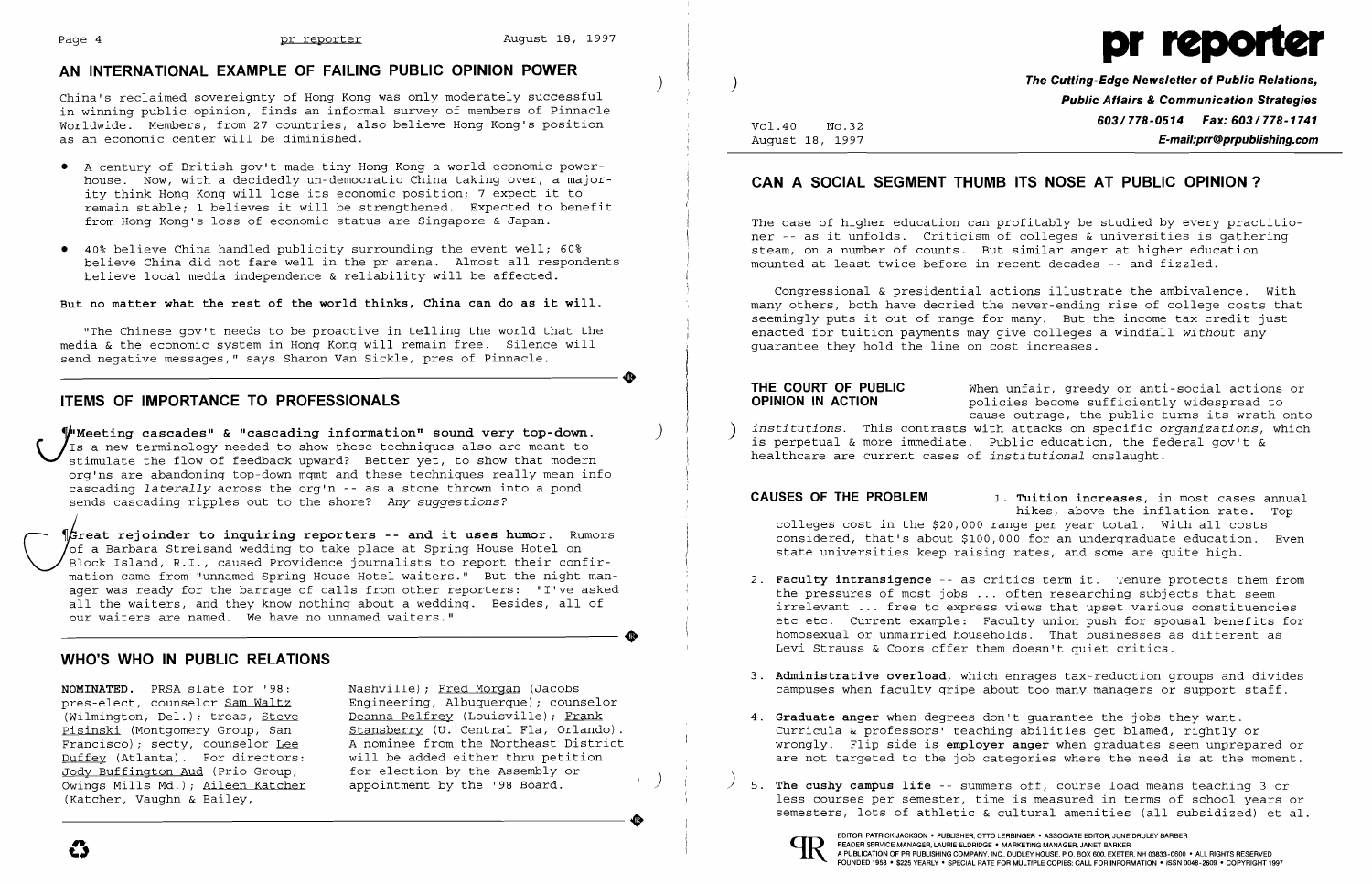## AN INTERNATIONAL EXAMPLE OF FAILING PUBLIC OPINION POWER

China's reclaimed sovereignty of Hong Kong was only moderately successful in winning public opinion, finds an informal survey of members of Pinnacle Worldwide. Members, from 27 countries, also believe Hong Kong's position as an economic center will be diminished.

- A century of British gov't made tiny Hong Kong a world economic powerhouse. Now, with a decidedly un-democratic China taking over, a majority think Hong Kong will lose its economic position; 7 expect it to remain stable; 1 believes it will be strengthened. Expected to benefit from Hong Kong's loss of economic status are Singapore & Japan.
- 40% believe China handled publicity surrounding the event well; 60% believe China did not fare well in the pr arena. Almost all respondents believe local media independence & reliability will be affected.

**But no matter what the rest of the world thinks, China can do as it will.**

"The Chinese gov't needs to be proactive in telling the world that the media & the economic system in Hong Kong will remain free. Silence will send negative messages," says Sharon Van Sickle, pres of Pinnacle.

## ITEMS OF IMPORTANCE TO PROFESSIONALS

¶**"Meeting cascades" & "cascading information" sound very top-down.** Is a new terminology needed to show these techniques also are meant to stimulate the flow of feedback upward? Better yet, to show that modern org'ns are abandoning top-down mgmt and these techniques really mean info cascading *laterally* across the org'n -- as a stone thrown into a pond sends cascading ripples out to the shore? *Any suggestions?*

¶**Great rejoinder to inquiring reporters -- and it uses humor.** Rumors of a Barbara Streisand wedding to take place at Spring House Hotel on Block Island, R.I., caused Providence journalists to report their confirmation came from "unnamed Spring House Hotel waiters." But the night manager was ready for the barrage of calls from other reporters: "I've asked all the waiters, and they know nothing about a wedding. Besides, all of our waiters are named. We have no unnamed waiters."

## WHO'S WHO IN PUBLIC RELATIONS

**NOMINATED.** PRSA slate for '98: pres-elect, counselor Sam Waltz (Wilmington, Del.); treas, Steve Pisinski (Montgomery Group, San Francisco); secty, counselor Lee Duffey (Atlanta). For directors: Jody Buffington Aud (Prio Group, Owings Mills Md.); Aileen Katcher (Katcher, Vaughn & Bailey, Nashville); Fred Morgan (Jacobs Engineering, Albuquerque); counselor Deanna Pelfrey (Louisville); Frank Stansberry (U. Central Fla, Orlando). A nominee from the Northeast District will be added either thru petition for election by the Assembly or appointment by the '98 Board.

# pr reporter

**The Cutting-Edge Newsletter of Public Relations, Public Affairs & Communication Strategies**

**603/778-0514 Fax: 603/778-1741**

**E-mail:prr@prpublishing.com**

Vol.40 No.32
August 18, 1997

## CAN A SOCIAL SEGMENT THUMB ITS NOSE AT PUBLIC OPINION?

The case of higher education can profitably be studied by every practitioner -- as it unfolds. Criticism of colleges & universities is gathering steam, on a number of counts. But similar anger at higher education mounted at least twice before in recent decades -- and fizzled.

Congressional & presidential actions illustrate the ambivalence. With many others, both have decried the never-ending rise of college costs that seemingly puts it out of range for many. But the income tax credit just enacted for tuition payments may give colleges a windfall *without* any guarantee they hold the line on cost increases.

**THE COURT OF PUBLIC OPINION IN ACTION** When unfair, greedy or anti-social actions or policies become sufficiently widespread to cause outrage, the public turns its wrath onto *institutions*. This contrasts with attacks on specific *organizations*, which is perpetual & more immediate. Public education, the federal gov't & healthcare are current cases of *institutional* onslaught.

**CAUSES OF THE PROBLEM**

1. **Tuition increases**, in most cases annual hikes, above the inflation rate. Top colleges cost in the $20,000 range per year total. With all costs considered, that's about $100,000 for an undergraduate education. Even state universities keep raising rates, and some are quite high.
2. **Faculty intransigence** -- as critics term it. Tenure protects them from the pressures of most jobs ... often researching subjects that seem irrelevant ... free to express views that upset various constituencies etc etc. Current example: Faculty union push for spousal benefits for homosexual or unmarried households. That businesses as different as Levi Strauss & Coors offer them doesn't quiet critics.
3. **Administrative overload**, which enrages tax-reduction groups and divides campuses when faculty gripe about too many managers or support staff.
4. **Graduate anger** when degrees don't guarantee the jobs they want. Curricula & professors' teaching abilities get blamed, rightly or wrongly. Flip side is **employer anger** when graduates seem unprepared or are not targeted to the job categories where the need is at the moment.
5. **The cushy campus life** -- summers off, course load means teaching 3 or less courses per semester, time is measured in terms of school years or semesters, lots of athletic & cultural amenities (all subsidized) et al.

EDITOR, PATRICK JACKSON • PUBLISHER, OTTO LERBINGER • ASSOCIATE EDITOR, JUNE DRULEY BARBER
READER SERVICE MANAGER, LAURIE ELDRIDGE • MARKETING MANAGER, JANET BARKER
A PUBLICATION OF PR PUBLISHING COMPANY, INC., DUDLEY HOUSE, P.O. BOX 600, EXETER, NH 03833-0600 • ALL RIGHTS RESERVED
FOUNDED 1958 • $225 YEARLY • SPECIAL RATE FOR MULTIPLE COPIES: CALL FOR INFORMATION • ISSN 0048-2609 • COPYRIGHT 1997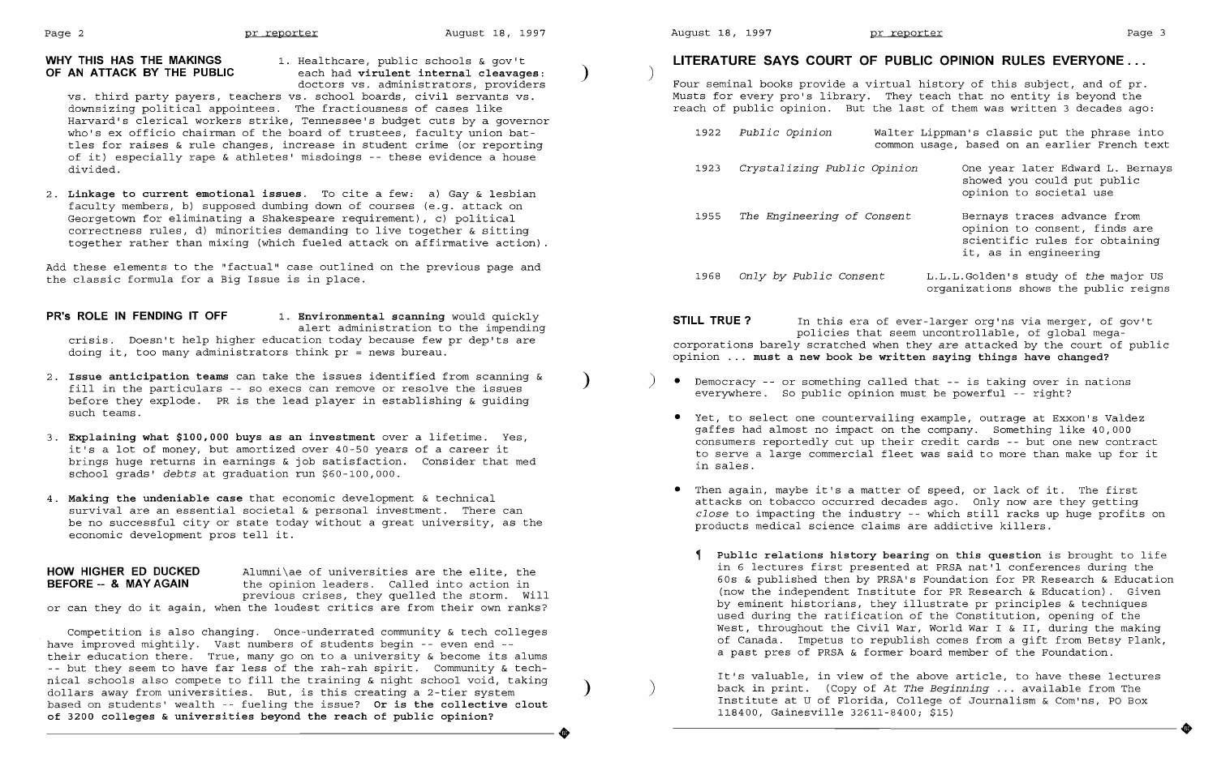## WHY THIS HAS THE MAKINGS OF AN ATTACK BY THE PUBLIC

1. Healthcare, public schools & gov't each had **virulent internal cleavages**: doctors vs. administrators, providers vs. third party payers, teachers vs. school boards, civil servants vs. downsizing political appointees. The fractiousness of cases like Harvard's clerical workers strike, Tennessee's budget cuts by a governor who's ex officio chairman of the board of trustees, faculty union battles for raises & rule changes, increase in student crime (or reporting of it) especially rape & athletes' misdoings -- these evidence a house divided.

2. **Linkage to current emotional issues**. To cite a few: a) Gay & lesbian faculty members, b) supposed dumbing down of courses (e.g. attack on Georgetown for eliminating a Shakespeare requirement), c) political correctness rules, d) minorities demanding to live together & sitting together rather than mixing (which fueled attack on affirmative action).

Add these elements to the "factual" case outlined on the previous page and the classic formula for a Big Issue is in place.

## PR's ROLE IN FENDING IT OFF

1. **Environmental scanning** would quickly alert administration to the impending crisis. Doesn't help higher education today because few pr dep'ts are doing it, too many administrators think pr = news bureau.

2. **Issue anticipation teams** can take the issues identified from scanning & fill in the particulars -- so execs can remove or resolve the issues before they explode. PR is the lead player in establishing & guiding such teams.

3. **Explaining what $100,000 buys as an investment** over a lifetime. Yes, it's a lot of money, but amortized over 40-50 years of a career it brings huge returns in earnings & job satisfaction. Consider that med school grads' *debts* at graduation run $60-100,000.

4. **Making the undeniable case** that economic development & technical survival are an essential societal & personal investment. There can be no successful city or state today without a great university, as the economic development pros tell it.

## HOW HIGHER ED DUCKED BEFORE -- & MAY AGAIN

Alumni\ae of universities are the elite, the opinion leaders. Called into action in previous crises, they quelled the storm. Will or can they do it again, when the loudest critics are from their own ranks?

Competition is also changing. Once-underrated community & tech colleges have improved mightily. Vast numbers of students begin -- even end -- their education there. True, many go on to a university & become its alums -- but they seem to have far less of the rah-rah spirit. Community & technical schools also compete to fill the training & night school void, taking dollars away from universities. But, is this creating a 2-tier system based on students' wealth -- fueling the issue? **Or is the collective clout of 3200 colleges & universities beyond the reach of public opinion?**

## LITERATURE SAYS COURT OF PUBLIC OPINION RULES EVERYONE ...

Four seminal books provide a virtual history of this subject, and of pr. Musts for every pro's library. They teach that no entity is beyond the reach of public opinion. But the last of them was written 3 decades ago:

| | | |
|---|---|---|
| 1922 | *Public Opinion* | Walter Lippman's classic put the phrase into common usage, based on an earlier French text |
| 1923 | *Crystalizing Public Opinion* | One year later Edward L. Bernays showed you could put public opinion to societal use |
| 1955 | *The Engineering of Consent* | Bernays traces advance from opinion to consent, finds are scientific rules for obtaining it, as in engineering |
| 1968 | *Only by Public Consent* | L.L.L.Golden's study of *the* major US organizations shows the public reigns |

**STILL TRUE?** In this era of ever-larger org'ns via merger, of gov't policies that seem uncontrollable, of global mega-corporations barely scratched when they *are* attacked by the court of public opinion ... **must a new book be written saying things have changed?**

- Democracy -- or something called that -- is taking over in nations everywhere. So public opinion must be powerful -- right?

- Yet, to select one countervailing example, outrage at Exxon's Valdez gaffes had almost no impact on the company. Something like 40,000 consumers reportedly cut up their credit cards -- but one new contract to serve a large commercial fleet was said to more than make up for it in sales.

- Then again, maybe it's a matter of speed, or lack of it. The first attacks on tobacco occurred decades ago. Only now are they getting *close* to impacting the industry -- which still racks up huge profits on products medical science claims are addictive killers.

¶ **Public relations history bearing on this question** is brought to life in 6 lectures first presented at PRSA nat'l conferences during the 60s & published then by PRSA's Foundation for PR Research & Education (now the independent Institute for PR Research & Education). Given by eminent historians, they illustrate pr principles & techniques used during the ratification of the Constitution, opening of the West, throughout the Civil War, World War I & II, during the making of Canada. Impetus to republish comes from a gift from Betsy Plank, a past pres of PRSA & former board member of the Foundation.

It's valuable, in view of the above article, to have these lectures back in print. (Copy of *At The Beginning* ... available from The Institute at U of Florida, College of Journalism & Com'ns, PO Box 118400, Gainesville 32611-8400; $15)